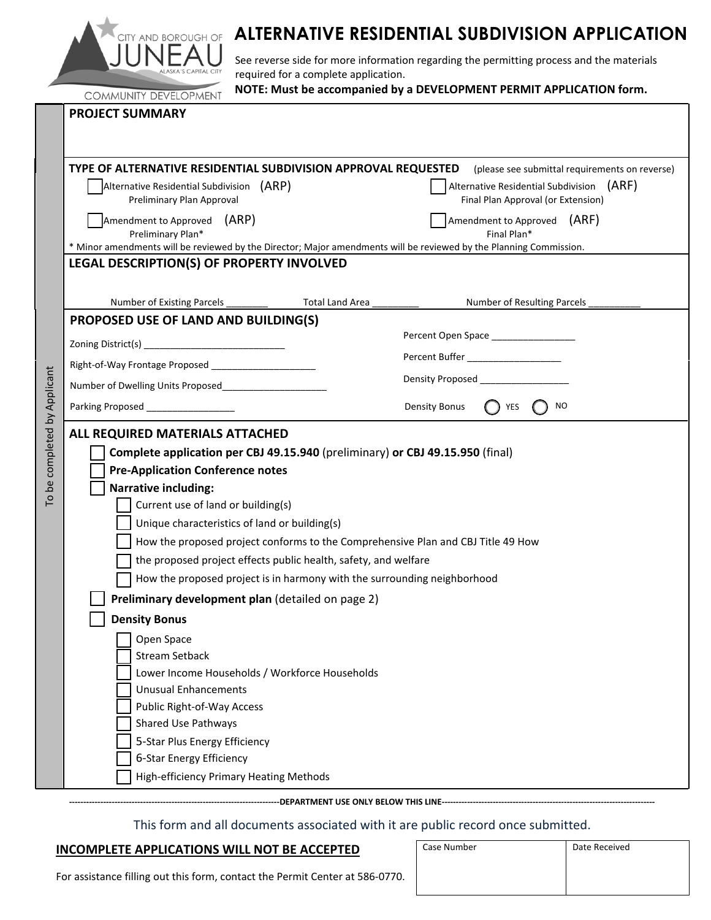CITY AND BOROUGH OF JUNEAU
ALASKA'S CAPITAL CITY
COMMUNITY DEVELOPMENT

# ALTERNATIVE RESIDENTIAL SUBDIVISION APPLICATION

See reverse side for more information regarding the permitting process and the materials required for a complete application.

**NOTE: Must be accompanied by a DEVELOPMENT PERMIT APPLICATION form.**

*To be completed by Applicant*

## PROJECT SUMMARY

## TYPE OF ALTERNATIVE RESIDENTIAL SUBDIVISION APPROVAL REQUESTED

(please see submittal requirements on reverse)

- ☐ Alternative Residential Subdivision Preliminary Plan Approval (ARP)
- ☐ Alternative Residential Subdivision Final Plan Approval (or Extension) (ARF)
- ☐ Amendment to Approved Preliminary Plan* (ARP)
- ☐ Amendment to Approved Final Plan* (ARF)

\* Minor amendments will be reviewed by the Director; Major amendments will be reviewed by the Planning Commission.

## LEGAL DESCRIPTION(S) OF PROPERTY INVOLVED

Number of Existing Parcels ________ Total Land Area _________ Number of Resulting Parcels __________

## PROPOSED USE OF LAND AND BUILDING(S)

Zoning District(s) ___________________________

Right-of-Way Frontage Proposed ____________________

Number of Dwelling Units Proposed____________________

Parking Proposed _________________

Percent Open Space ________________

Percent Buffer __________________

Density Proposed _________________

Density Bonus ◯ YES ◯ NO

## ALL REQUIRED MATERIALS ATTACHED

- ☐ **Complete application per CBJ 49.15.940** (preliminary) **or CBJ 49.15.950** (final)
- ☐ **Pre-Application Conference notes**
- ☐ **Narrative including:**
  - ☐ Current use of land or building(s)
  - ☐ Unique characteristics of land or building(s)
  - ☐ How the proposed project conforms to the Comprehensive Plan and CBJ Title 49 How
  - ☐ the proposed project effects public health, safety, and welfare
  - ☐ How the proposed project is in harmony with the surrounding neighborhood
- ☐ **Preliminary development plan** (detailed on page 2)
- ☐ **Density Bonus**
  - ☐ Open Space
  - ☐ Stream Setback
  - ☐ Lower Income Households / Workforce Households
  - ☐ Unusual Enhancements
  - ☐ Public Right-of-Way Access
  - ☐ Shared Use Pathways
  - ☐ 5-Star Plus Energy Efficiency
  - ☐ 6-Star Energy Efficiency
  - ☐ High-efficiency Primary Heating Methods

---DEPARTMENT USE ONLY BELOW THIS LINE---

This form and all documents associated with it are public record once submitted.

**INCOMPLETE APPLICATIONS WILL NOT BE ACCEPTED**

For assistance filling out this form, contact the Permit Center at 586-0770.

| Case Number | Date Received |
| --- | --- |
| | |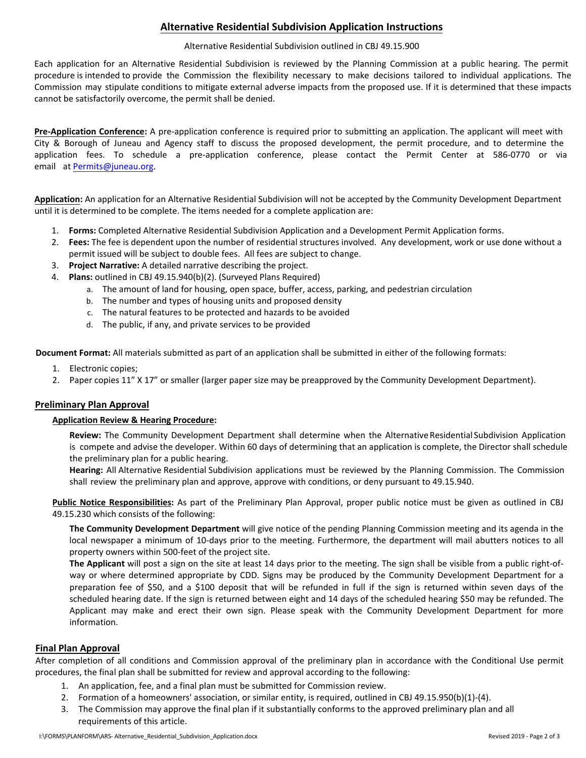# Alternative Residential Subdivision Application Instructions

Alternative Residential Subdivision outlined in CBJ 49.15.900

Each application for an Alternative Residential Subdivision is reviewed by the Planning Commission at a public hearing. The permit procedure is intended to provide the Commission the flexibility necessary to make decisions tailored to individual applications. The Commission may stipulate conditions to mitigate external adverse impacts from the proposed use. If it is determined that these impacts cannot be satisfactorily overcome, the permit shall be denied.

**Pre-Application Conference:** A pre-application conference is required prior to submitting an application. The applicant will meet with City & Borough of Juneau and Agency staff to discuss the proposed development, the permit procedure, and to determine the application fees. To schedule a pre-application conference, please contact the Permit Center at 586-0770 or via email at Permits@juneau.org.

**Application:** An application for an Alternative Residential Subdivision will not be accepted by the Community Development Department until it is determined to be complete. The items needed for a complete application are:

1. **Forms:** Completed Alternative Residential Subdivision Application and a Development Permit Application forms.
2. **Fees:** The fee is dependent upon the number of residential structures involved. Any development, work or use done without a permit issued will be subject to double fees. All fees are subject to change.
3. **Project Narrative:** A detailed narrative describing the project.
4. **Plans:** outlined in CBJ 49.15.940(b)(2). (Surveyed Plans Required)
   a. The amount of land for housing, open space, buffer, access, parking, and pedestrian circulation
   b. The number and types of housing units and proposed density
   c. The natural features to be protected and hazards to be avoided
   d. The public, if any, and private services to be provided

**Document Format:** All materials submitted as part of an application shall be submitted in either of the following formats:

1. Electronic copies;
2. Paper copies 11" X 17" or smaller (larger paper size may be preapproved by the Community Development Department).

## Preliminary Plan Approval

### Application Review & Hearing Procedure:

**Review:** The Community Development Department shall determine when the Alternative Residential Subdivision Application is compete and advise the developer. Within 60 days of determining that an application is complete, the Director shall schedule the preliminary plan for a public hearing.

**Hearing:** All Alternative Residential Subdivision applications must be reviewed by the Planning Commission. The Commission shall review the preliminary plan and approve, approve with conditions, or deny pursuant to 49.15.940.

**Public Notice Responsibilities:** As part of the Preliminary Plan Approval, proper public notice must be given as outlined in CBJ 49.15.230 which consists of the following:

**The Community Development Department** will give notice of the pending Planning Commission meeting and its agenda in the local newspaper a minimum of 10-days prior to the meeting. Furthermore, the department will mail abutters notices to all property owners within 500-feet of the project site.

**The Applicant** will post a sign on the site at least 14 days prior to the meeting. The sign shall be visible from a public right-of-way or where determined appropriate by CDD. Signs may be produced by the Community Development Department for a preparation fee of $50, and a $100 deposit that will be refunded in full if the sign is returned within seven days of the scheduled hearing date. If the sign is returned between eight and 14 days of the scheduled hearing $50 may be refunded. The Applicant may make and erect their own sign. Please speak with the Community Development Department for more information.

## Final Plan Approval

After completion of all conditions and Commission approval of the preliminary plan in accordance with the Conditional Use permit procedures, the final plan shall be submitted for review and approval according to the following:

1. An application, fee, and a final plan must be submitted for Commission review.
2. Formation of a homeowners' association, or similar entity, is required, outlined in CBJ 49.15.950(b)(1)-(4).
3. The Commission may approve the final plan if it substantially conforms to the approved preliminary plan and all requirements of this article.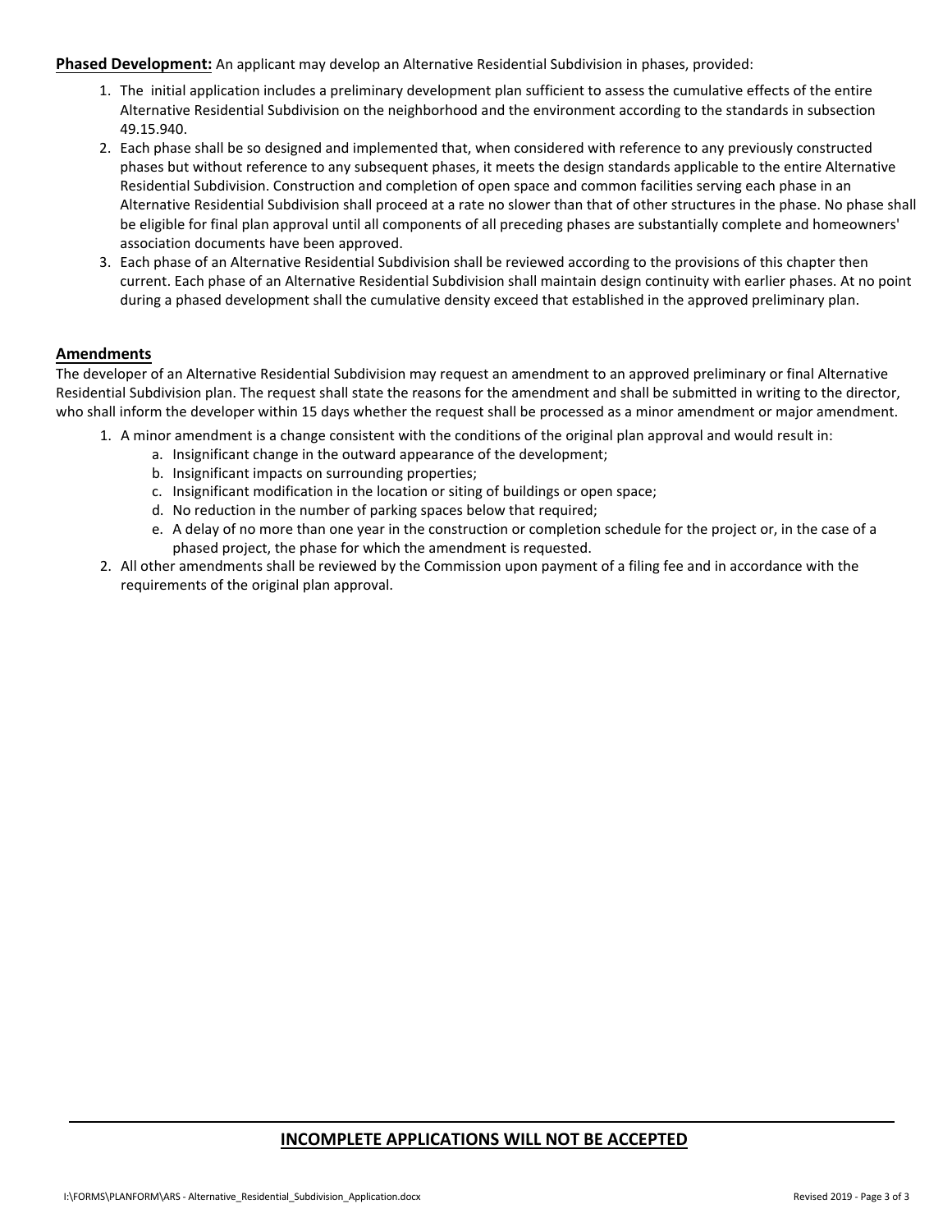**Phased Development:** An applicant may develop an Alternative Residential Subdivision in phases, provided:

1. The initial application includes a preliminary development plan sufficient to assess the cumulative effects of the entire Alternative Residential Subdivision on the neighborhood and the environment according to the standards in subsection 49.15.940.
2. Each phase shall be so designed and implemented that, when considered with reference to any previously constructed phases but without reference to any subsequent phases, it meets the design standards applicable to the entire Alternative Residential Subdivision. Construction and completion of open space and common facilities serving each phase in an Alternative Residential Subdivision shall proceed at a rate no slower than that of other structures in the phase. No phase shall be eligible for final plan approval until all components of all preceding phases are substantially complete and homeowners' association documents have been approved.
3. Each phase of an Alternative Residential Subdivision shall be reviewed according to the provisions of this chapter then current. Each phase of an Alternative Residential Subdivision shall maintain design continuity with earlier phases. At no point during a phased development shall the cumulative density exceed that established in the approved preliminary plan.

## Amendments

The developer of an Alternative Residential Subdivision may request an amendment to an approved preliminary or final Alternative Residential Subdivision plan. The request shall state the reasons for the amendment and shall be submitted in writing to the director, who shall inform the developer within 15 days whether the request shall be processed as a minor amendment or major amendment.

1. A minor amendment is a change consistent with the conditions of the original plan approval and would result in:
   a. Insignificant change in the outward appearance of the development;
   b. Insignificant impacts on surrounding properties;
   c. Insignificant modification in the location or siting of buildings or open space;
   d. No reduction in the number of parking spaces below that required;
   e. A delay of no more than one year in the construction or completion schedule for the project or, in the case of a phased project, the phase for which the amendment is requested.
2. All other amendments shall be reviewed by the Commission upon payment of a filing fee and in accordance with the requirements of the original plan approval.

**INCOMPLETE APPLICATIONS WILL NOT BE ACCEPTED**